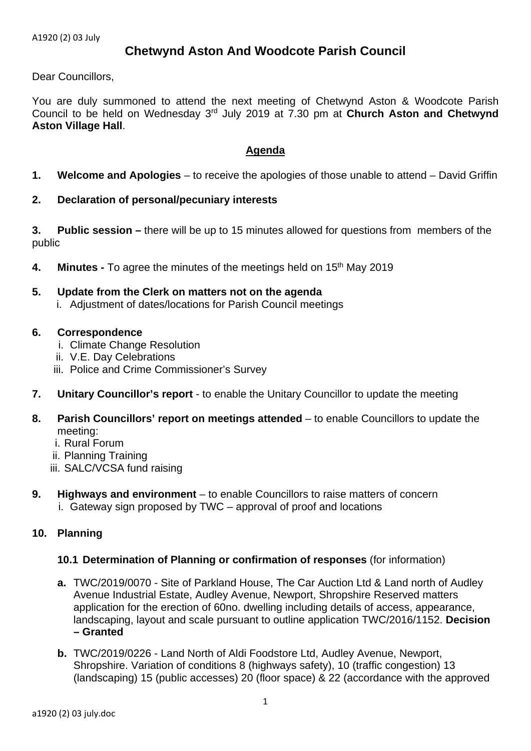# Chetwynd Aston And Woodcote Parish Council

Dear Councillors,

You are duly summoned to attend the next meeting of Chetwynd Aston & Woodcote Parish Council to be held on Wednesday 3rd July 2019 at 7.30 pm at **Church Aston and Chetwynd Aston Village Hall**.

## Agenda

**1. Welcome and Apologies** – to receive the apologies of those unable to attend – David Griffin

**2. Declaration of personal/pecuniary interests**

**3. Public session –** there will be up to 15 minutes allowed for questions from members of the public

**4. Minutes -** To agree the minutes of the meetings held on 15th May 2019

**5. Update from the Clerk on matters not on the agenda**

i. Adjustment of dates/locations for Parish Council meetings

**6. Correspondence**

i. Climate Change Resolution
ii. V.E. Day Celebrations
iii. Police and Crime Commissioner's Survey

**7. Unitary Councillor's report** - to enable the Unitary Councillor to update the meeting

**8. Parish Councillors' report on meetings attended** – to enable Councillors to update the meeting:

i. Rural Forum
ii. Planning Training
iii. SALC/VCSA fund raising

**9. Highways and environment** – to enable Councillors to raise matters of concern

i. Gateway sign proposed by TWC – approval of proof and locations

**10. Planning**

**10.1 Determination of Planning or confirmation of responses** (for information)

**a.** TWC/2019/0070 - Site of Parkland House, The Car Auction Ltd & Land north of Audley Avenue Industrial Estate, Audley Avenue, Newport, Shropshire Reserved matters application for the erection of 60no. dwelling including details of access, appearance, landscaping, layout and scale pursuant to outline application TWC/2016/1152. **Decision – Granted**

**b.** TWC/2019/0226 - Land North of Aldi Foodstore Ltd, Audley Avenue, Newport, Shropshire. Variation of conditions 8 (highways safety), 10 (traffic congestion) 13 (landscaping) 15 (public accesses) 20 (floor space) & 22 (accordance with the approved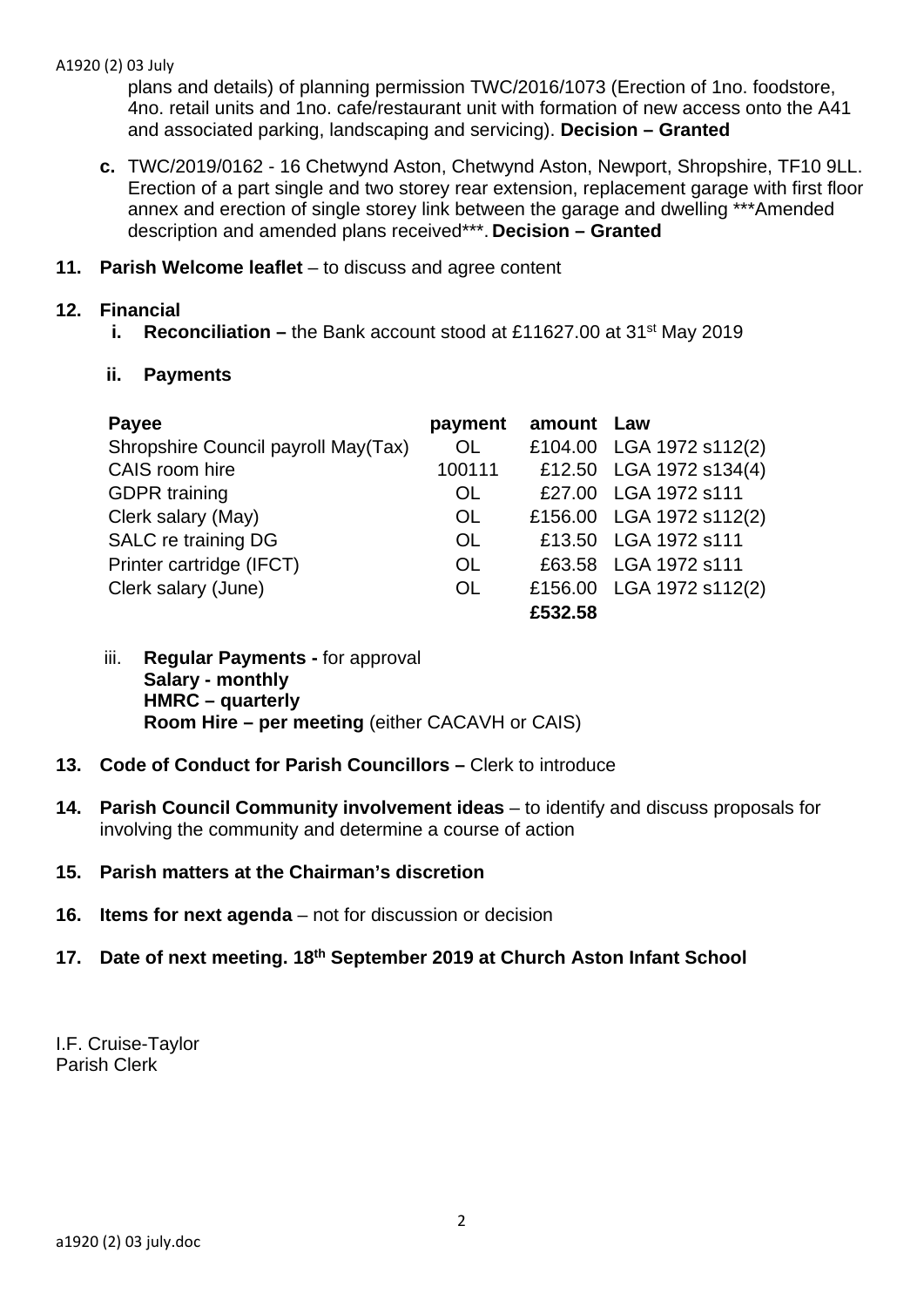plans and details) of planning permission TWC/2016/1073 (Erection of 1no. foodstore, 4no. retail units and 1no. cafe/restaurant unit with formation of new access onto the A41 and associated parking, landscaping and servicing). **Decision – Granted**

**c.** TWC/2019/0162 - 16 Chetwynd Aston, Chetwynd Aston, Newport, Shropshire, TF10 9LL. Erection of a part single and two storey rear extension, replacement garage with first floor annex and erection of single storey link between the garage and dwelling ***Amended description and amended plans received***. **Decision – Granted**

**11. Parish Welcome leaflet** – to discuss and agree content

**12. Financial**

**i. Reconciliation –** the Bank account stood at £11627.00 at 31st May 2019

**ii. Payments**

| Payee | payment | amount | Law |
|---|---|---|---|
| Shropshire Council payroll May(Tax) | OL | £104.00 | LGA 1972 s112(2) |
| CAIS room hire | 100111 | £12.50 | LGA 1972 s134(4) |
| GDPR training | OL | £27.00 | LGA 1972 s111 |
| Clerk salary (May) | OL | £156.00 | LGA 1972 s112(2) |
| SALC re training DG | OL | £13.50 | LGA 1972 s111 |
| Printer cartridge (IFCT) | OL | £63.58 | LGA 1972 s111 |
| Clerk salary (June) | OL | £156.00 | LGA 1972 s112(2) |
| | | **£532.58** | |

iii. **Regular Payments -** for approval
**Salary - monthly**
**HMRC – quarterly**
**Room Hire – per meeting** (either CACAVH or CAIS)

**13. Code of Conduct for Parish Councillors –** Clerk to introduce

**14. Parish Council Community involvement ideas** – to identify and discuss proposals for involving the community and determine a course of action

**15. Parish matters at the Chairman's discretion**

**16. Items for next agenda** – not for discussion or decision

**17. Date of next meeting. 18th September 2019 at Church Aston Infant School**

I.F. Cruise-Taylor
Parish Clerk